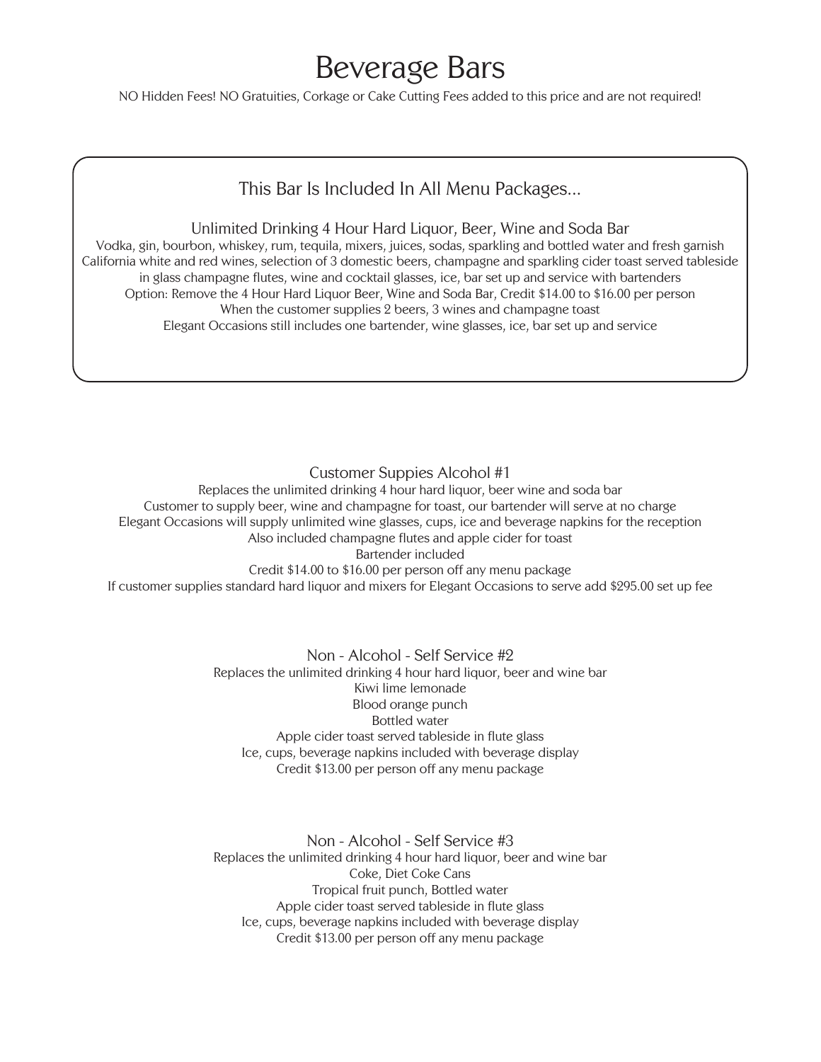# Beverage Bars

NO Hidden Fees! NO Gratuities, Corkage or Cake Cutting Fees added to this price and are not required!

## This Bar Is Included In All Menu Packages...

### Unlimited Drinking 4 Hour Hard Liquor, Beer, Wine and Soda Bar

Vodka, gin, bourbon, whiskey, rum, tequila, mixers, juices, sodas, sparkling and bottled water and fresh garnish
California white and red wines, selection of 3 domestic beers, champagne and sparkling cider toast served tableside
in glass champagne flutes, wine and cocktail glasses, ice, bar set up and service with bartenders
Option: Remove the 4 Hour Hard Liquor Beer, Wine and Soda Bar, Credit $14.00 to $16.00 per person
When the customer supplies 2 beers, 3 wines and champagne toast
Elegant Occasions still includes one bartender, wine glasses, ice, bar set up and service

### Customer Suppies Alcohol #1

Replaces the unlimited drinking 4 hour hard liquor, beer wine and soda bar
Customer to supply beer, wine and champagne for toast, our bartender will serve at no charge
Elegant Occasions will supply unlimited wine glasses, cups, ice and beverage napkins for the reception
Also included champagne flutes and apple cider for toast
Bartender included
Credit $14.00 to $16.00 per person off any menu package
If customer supplies standard hard liquor and mixers for Elegant Occasions to serve add $295.00 set up fee

### Non - Alcohol - Self Service #2

Replaces the unlimited drinking 4 hour hard liquor, beer and wine bar
Kiwi lime lemonade
Blood orange punch
Bottled water
Apple cider toast served tableside in flute glass
Ice, cups, beverage napkins included with beverage display
Credit $13.00 per person off any menu package

### Non - Alcohol - Self Service #3

Replaces the unlimited drinking 4 hour hard liquor, beer and wine bar
Coke, Diet Coke Cans
Tropical fruit punch, Bottled water
Apple cider toast served tableside in flute glass
Ice, cups, beverage napkins included with beverage display
Credit $13.00 per person off any menu package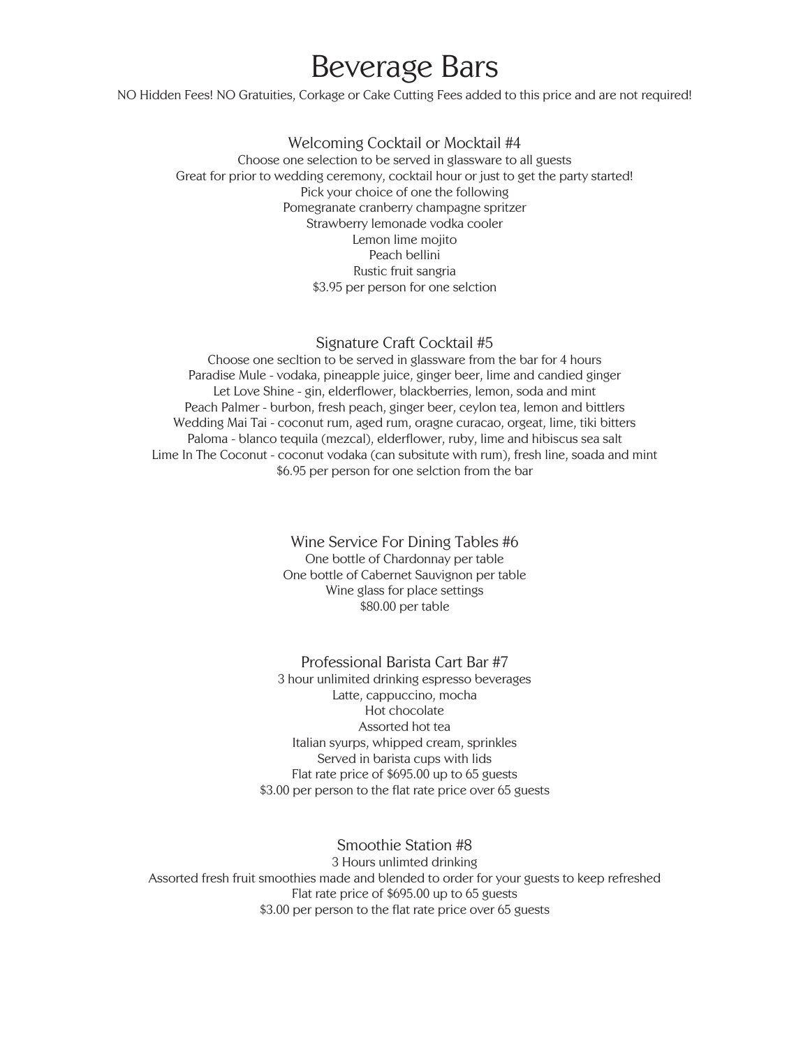# Beverage Bars

NO Hidden Fees! NO Gratuities, Corkage or Cake Cutting Fees added to this price and are not required!

## Welcoming Cocktail or Mocktail #4

Choose one selection to be served in glassware to all guests
Great for prior to wedding ceremony, cocktail hour or just to get the party started!
Pick your choice of one the following
Pomegranate cranberry champagne spritzer
Strawberry lemonade vodka cooler
Lemon lime mojito
Peach bellini
Rustic fruit sangria
$3.95 per person for one selction

## Signature Craft Cocktail #5

Choose one secltion to be served in glassware from the bar for 4 hours
Paradise Mule - vodaka, pineapple juice, ginger beer, lime and candied ginger
Let Love Shine - gin, elderflower, blackberries, lemon, soda and mint
Peach Palmer - burbon, fresh peach, ginger beer, ceylon tea, lemon and bittlers
Wedding Mai Tai - coconut rum, aged rum, oragne curacao, orgeat, lime, tiki bitters
Paloma - blanco tequila (mezcal), elderflower, ruby, lime and hibiscus sea salt
Lime In The Coconut - coconut vodaka (can subsitute with rum), fresh line, soada and mint
$6.95 per person for one selction from the bar

## Wine Service For Dining Tables #6

One bottle of Chardonnay per table
One bottle of Cabernet Sauvignon per table
Wine glass for place settings
$80.00 per table

## Professional Barista Cart Bar #7

3 hour unlimited drinking espresso beverages
Latte, cappuccino, mocha
Hot chocolate
Assorted hot tea
Italian syurps, whipped cream, sprinkles
Served in barista cups with lids
Flat rate price of $695.00 up to 65 guests
$3.00 per person to the flat rate price over 65 guests

## Smoothie Station #8

3 Hours unlimted drinking
Assorted fresh fruit smoothies made and blended to order for your guests to keep refreshed
Flat rate price of $695.00 up to 65 guests
$3.00 per person to the flat rate price over 65 guests